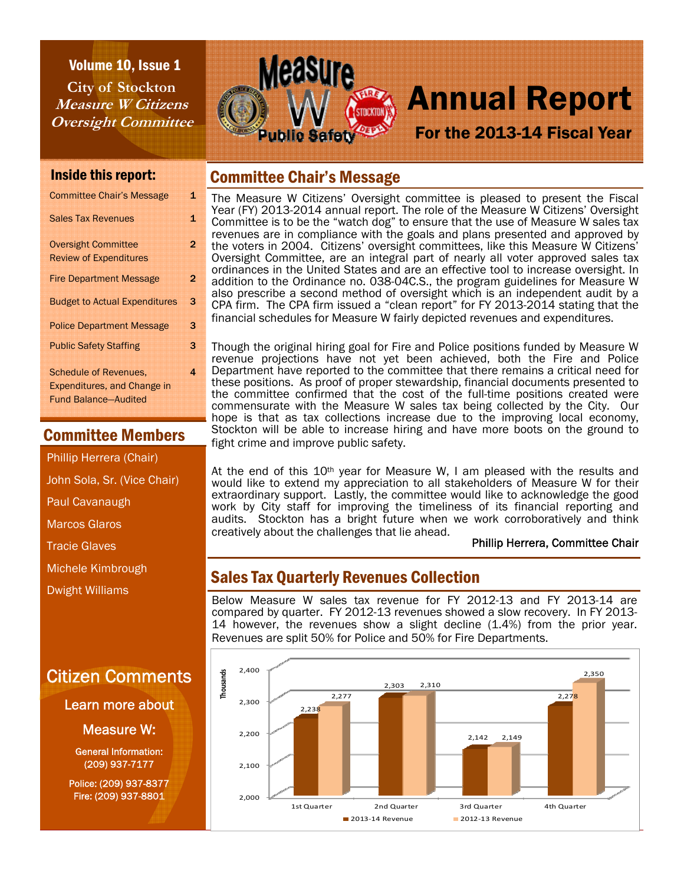Volume 10, Issue 1

**City of Stockton**
***Measure W Citizens Oversight Committee***

# Measure W Public Safety Annual Report

## For the 2013-14 Fiscal Year

### Inside this report:

| | |
|---|---|
| Committee Chair's Message | 1 |
| Sales Tax Revenues | 1 |
| Oversight Committee Review of Expenditures | 2 |
| Fire Department Message | 2 |
| Budget to Actual Expenditures | 3 |
| Police Department Message | 3 |
| Public Safety Staffing | 3 |
| Schedule of Revenues, Expenditures, and Change in Fund Balance—Audited | 4 |

### Committee Members

- Phillip Herrera (Chair)
- John Sola, Sr. (Vice Chair)
- Paul Cavanaugh
- Marcos Glaros
- Tracie Glaves
- Michele Kimbrough
- Dwight Williams

## Committee Chair's Message

The Measure W Citizens' Oversight committee is pleased to present the Fiscal Year (FY) 2013-2014 annual report. The role of the Measure W Citizens' Oversight Committee is to be the "watch dog" to ensure that the use of Measure W sales tax revenues are in compliance with the goals and plans presented and approved by the voters in 2004. Citizens' oversight committees, like this Measure W Citizens' Oversight Committee, are an integral part of nearly all voter approved sales tax ordinances in the United States and are an effective tool to increase oversight. In addition to the Ordinance no. 038-04C.S., the program guidelines for Measure W also prescribe a second method of oversight which is an independent audit by a CPA firm. The CPA firm issued a "clean report" for FY 2013-2014 stating that the financial schedules for Measure W fairly depicted revenues and expenditures.

Though the original hiring goal for Fire and Police positions funded by Measure W revenue projections have not yet been achieved, both the Fire and Police Department have reported to the committee that there remains a critical need for these positions. As proof of proper stewardship, financial documents presented to the committee confirmed that the cost of the full-time positions created were commensurate with the Measure W sales tax being collected by the City. Our hope is that as tax collections increase due to the improving local economy, Stockton will be able to increase hiring and have more boots on the ground to fight crime and improve public safety.

At the end of this 10th year for Measure W, I am pleased with the results and would like to extend my appreciation to all stakeholders of Measure W for their extraordinary support. Lastly, the committee would like to acknowledge the good work by City staff for improving the timeliness of its financial reporting and audits. Stockton has a bright future when we work corroboratively and think creatively about the challenges that lie ahead.

Phillip Herrera, Committee Chair

## Sales Tax Quarterly Revenues Collection

Below Measure W sales tax revenue for FY 2012-13 and FY 2013-14 are compared by quarter. FY 2012-13 revenues showed a slow recovery. In FY 2013-14 however, the revenues show a slight decline (1.4%) from the prior year. Revenues are split 50% for Police and 50% for Fire Departments.

| (Thousands) | 1st Quarter | 2nd Quarter | 3rd Quarter | 4th Quarter |
|---|---|---|---|---|
| 2013-14 Revenue | 2,238 | 2,303 | 2,142 | 2,278 |
| 2012-13 Revenue | 2,277 | 2,310 | 2,149 | 2,350 |

## Citizen Comments

Learn more about Measure W:

General Information: (209) 937-7177

Police: (209) 937-8377
Fire: (209) 937-8801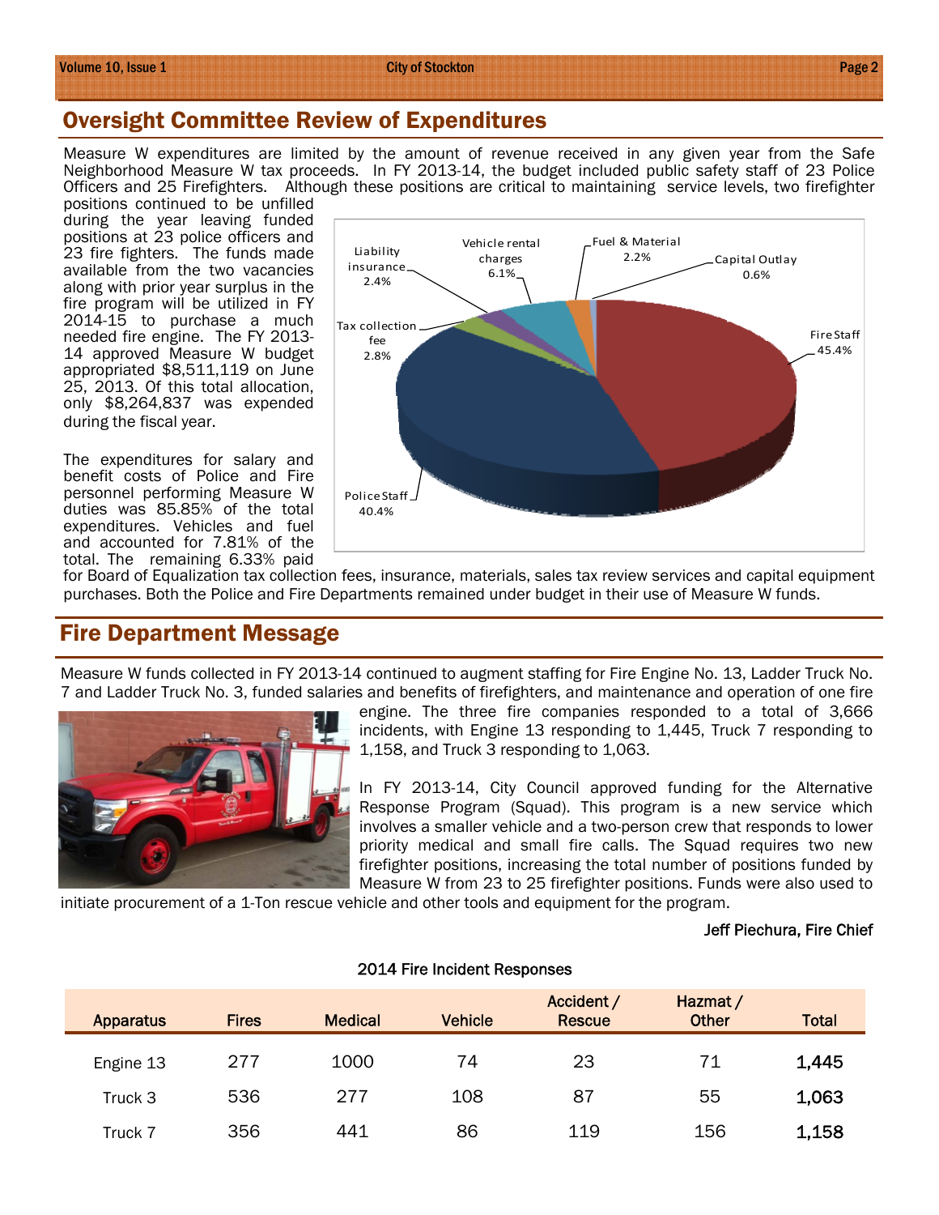## Oversight Committee Review of Expenditures

Measure W expenditures are limited by the amount of revenue received in any given year from the Safe Neighborhood Measure W tax proceeds. In FY 2013-14, the budget included public safety staff of 23 Police Officers and 25 Firefighters. Although these positions are critical to maintaining service levels, two firefighter positions continued to be unfilled during the year leaving funded positions at 23 police officers and 23 fire fighters. The funds made available from the two vacancies along with prior year surplus in the fire program will be utilized in FY 2014-15 to purchase a much needed fire engine. The FY 2013-14 approved Measure W budget appropriated $8,511,119 on June 25, 2013. Of this total allocation, only $8,264,837 was expended during the fiscal year.

Fire Staff 45.4%; Police Staff 40.4%; Tax collection fee 2.8%; Liability insurance 2.4%; Vehicle rental charges 6.1%; Fuel & Material 2.2%; Capital Outlay 0.6%

The expenditures for salary and benefit costs of Police and Fire personnel performing Measure W duties was 85.85% of the total expenditures. Vehicles and fuel and accounted for 7.81% of the total. The remaining 6.33% paid for Board of Equalization tax collection fees, insurance, materials, sales tax review services and capital equipment purchases. Both the Police and Fire Departments remained under budget in their use of Measure W funds.

## Fire Department Message

Measure W funds collected in FY 2013-14 continued to augment staffing for Fire Engine No. 13, Ladder Truck No. 7 and Ladder Truck No. 3, funded salaries and benefits of firefighters, and maintenance and operation of one fire engine. The three fire companies responded to a total of 3,666 incidents, with Engine 13 responding to 1,445, Truck 7 responding to 1,158, and Truck 3 responding to 1,063.

In FY 2013-14, City Council approved funding for the Alternative Response Program (Squad). This program is a new service which involves a smaller vehicle and a two-person crew that responds to lower priority medical and small fire calls. The Squad requires two new firefighter positions, increasing the total number of positions funded by Measure W from 23 to 25 firefighter positions. Funds were also used to initiate procurement of a 1-Ton rescue vehicle and other tools and equipment for the program.

Jeff Piechura, Fire Chief

2014 Fire Incident Responses

| Apparatus | Fires | Medical | Vehicle | Accident / Rescue | Hazmat / Other | Total |
|---|---|---|---|---|---|---|
| Engine 13 | 277 | 1000 | 74 | 23 | 71 | **1,445** |
| Truck 3 | 536 | 277 | 108 | 87 | 55 | **1,063** |
| Truck 7 | 356 | 441 | 86 | 119 | 156 | **1,158** |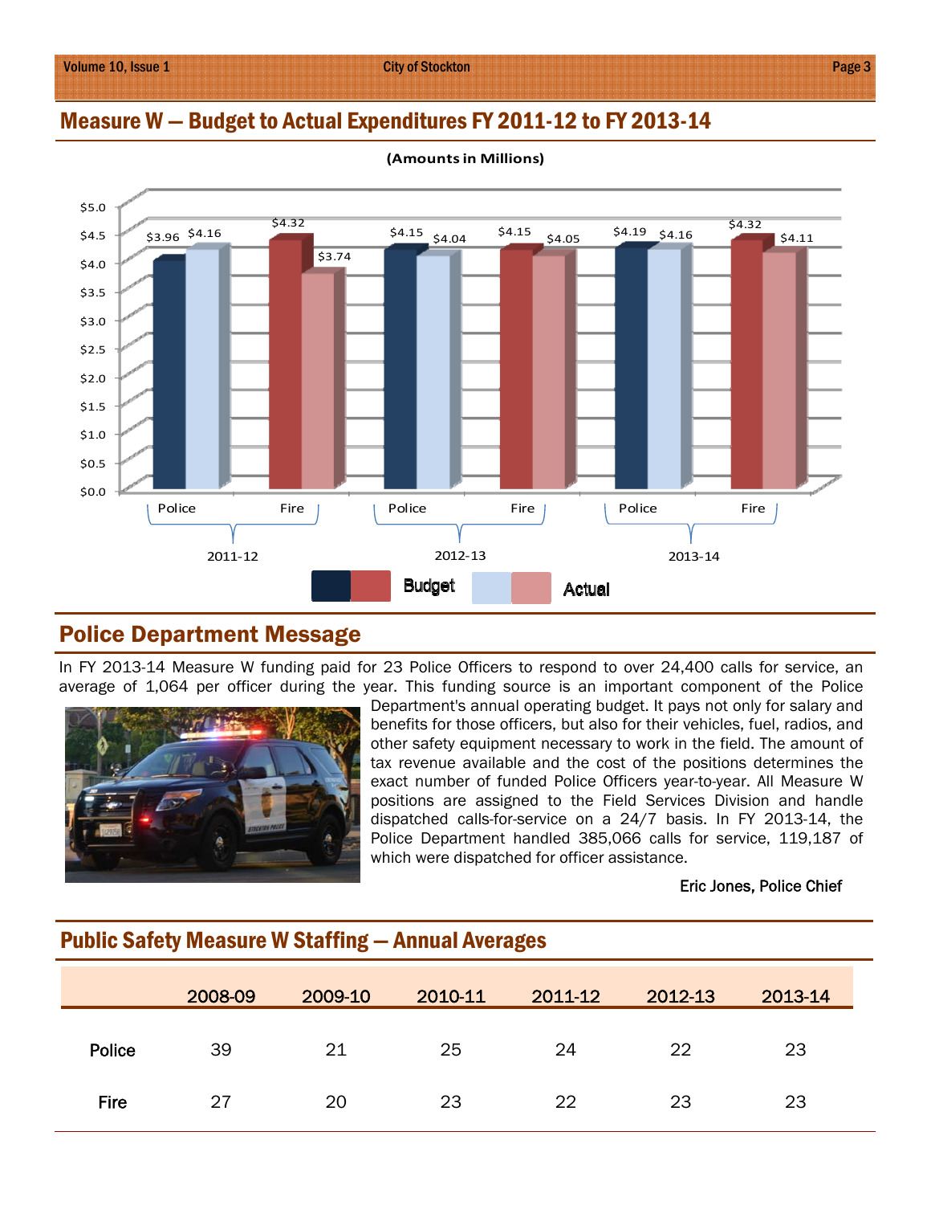## Measure W — Budget to Actual Expenditures FY 2011-12 to FY 2013-14

(Amounts in Millions)

| | | Budget | Actual |
|---|---|---|---|
| 2011-12 | Police | $3.96 | $4.16 |
| 2011-12 | Fire | $4.32 | $3.74 |
| 2012-13 | Police | $4.15 | $4.04 |
| 2012-13 | Fire | $4.15 | $4.05 |
| 2013-14 | Police | $4.19 | $4.16 |
| 2013-14 | Fire | $4.32 | $4.11 |

## Police Department Message

In FY 2013-14 Measure W funding paid for 23 Police Officers to respond to over 24,400 calls for service, an average of 1,064 per officer during the year. This funding source is an important component of the Police Department's annual operating budget. It pays not only for salary and benefits for those officers, but also for their vehicles, fuel, radios, and other safety equipment necessary to work in the field. The amount of tax revenue available and the cost of the positions determines the exact number of funded Police Officers year-to-year. All Measure W positions are assigned to the Field Services Division and handle dispatched calls-for-service on a 24/7 basis. In FY 2013-14, the Police Department handled 385,066 calls for service, 119,187 of which were dispatched for officer assistance.

Eric Jones, Police Chief

## Public Safety Measure W Staffing — Annual Averages

| | 2008-09 | 2009-10 | 2010-11 | 2011-12 | 2012-13 | 2013-14 |
|---|---|---|---|---|---|---|
| Police | 39 | 21 | 25 | 24 | 22 | 23 |
| Fire | 27 | 20 | 23 | 22 | 23 | 23 |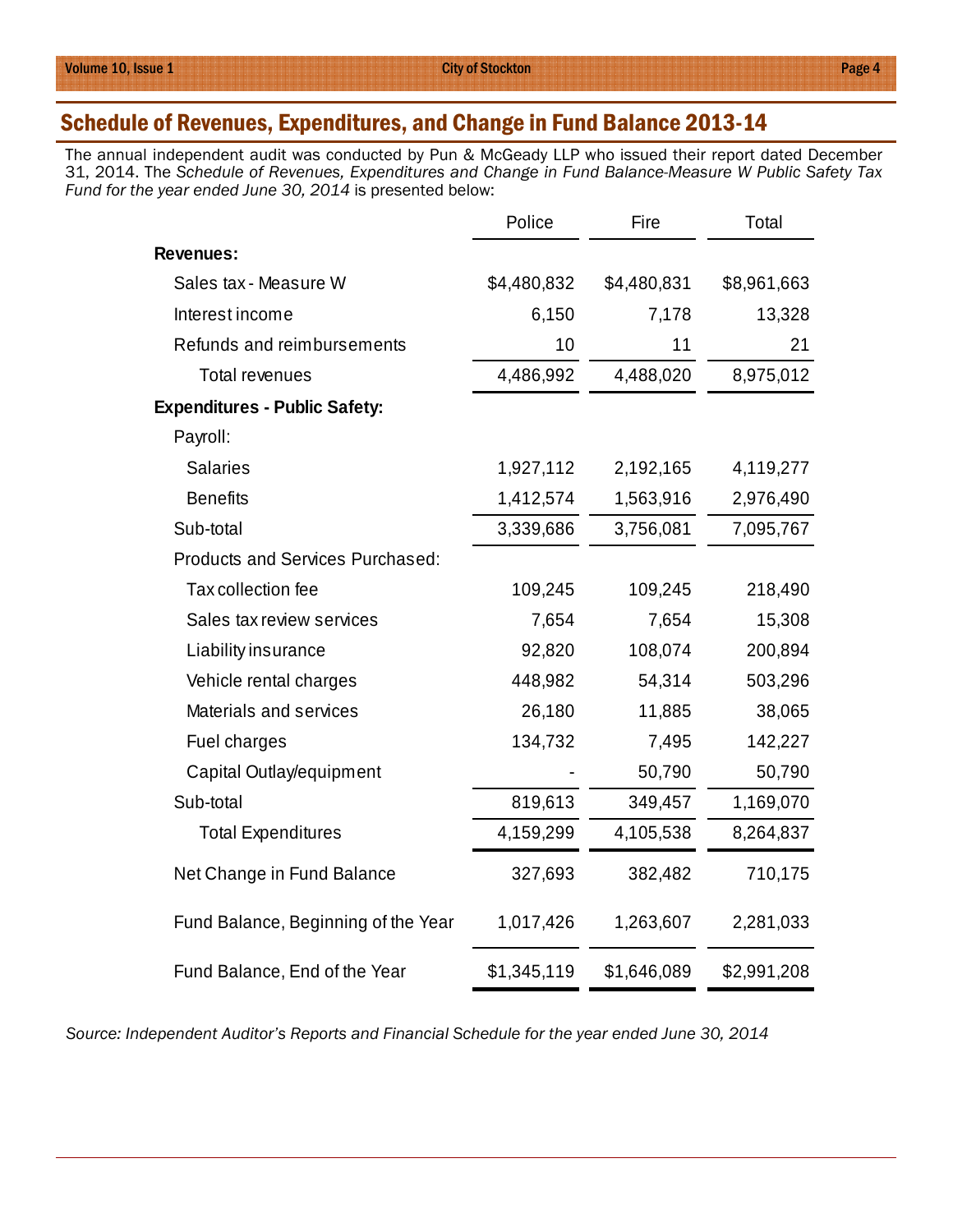## Schedule of Revenues, Expenditures, and Change in Fund Balance 2013-14

The annual independent audit was conducted by Pun & McGeady LLP who issued their report dated December 31, 2014. The *Schedule of Revenues, Expenditures and Change in Fund Balance-Measure W Public Safety Tax Fund for the year ended June 30, 2014* is presented below:

| | Police | Fire | Total |
|---|---|---|---|
| **Revenues:** | | | |
| Sales tax - Measure W | $4,480,832 | $4,480,831 | $8,961,663 |
| Interest income | 6,150 | 7,178 | 13,328 |
| Refunds and reimbursements | 10 | 11 | 21 |
| Total revenues | 4,486,992 | 4,488,020 | 8,975,012 |
| **Expenditures - Public Safety:** | | | |
| Payroll: | | | |
| Salaries | 1,927,112 | 2,192,165 | 4,119,277 |
| Benefits | 1,412,574 | 1,563,916 | 2,976,490 |
| Sub-total | 3,339,686 | 3,756,081 | 7,095,767 |
| Products and Services Purchased: | | | |
| Tax collection fee | 109,245 | 109,245 | 218,490 |
| Sales tax review services | 7,654 | 7,654 | 15,308 |
| Liability insurance | 92,820 | 108,074 | 200,894 |
| Vehicle rental charges | 448,982 | 54,314 | 503,296 |
| Materials and services | 26,180 | 11,885 | 38,065 |
| Fuel charges | 134,732 | 7,495 | 142,227 |
| Capital Outlay/equipment | - | 50,790 | 50,790 |
| Sub-total | 819,613 | 349,457 | 1,169,070 |
| Total Expenditures | 4,159,299 | 4,105,538 | 8,264,837 |
| Net Change in Fund Balance | 327,693 | 382,482 | 710,175 |
| Fund Balance, Beginning of the Year | 1,017,426 | 1,263,607 | 2,281,033 |
| Fund Balance, End of the Year | $1,345,119 | $1,646,089 | $2,991,208 |

*Source: Independent Auditor's Reports and Financial Schedule for the year ended June 30, 2014*